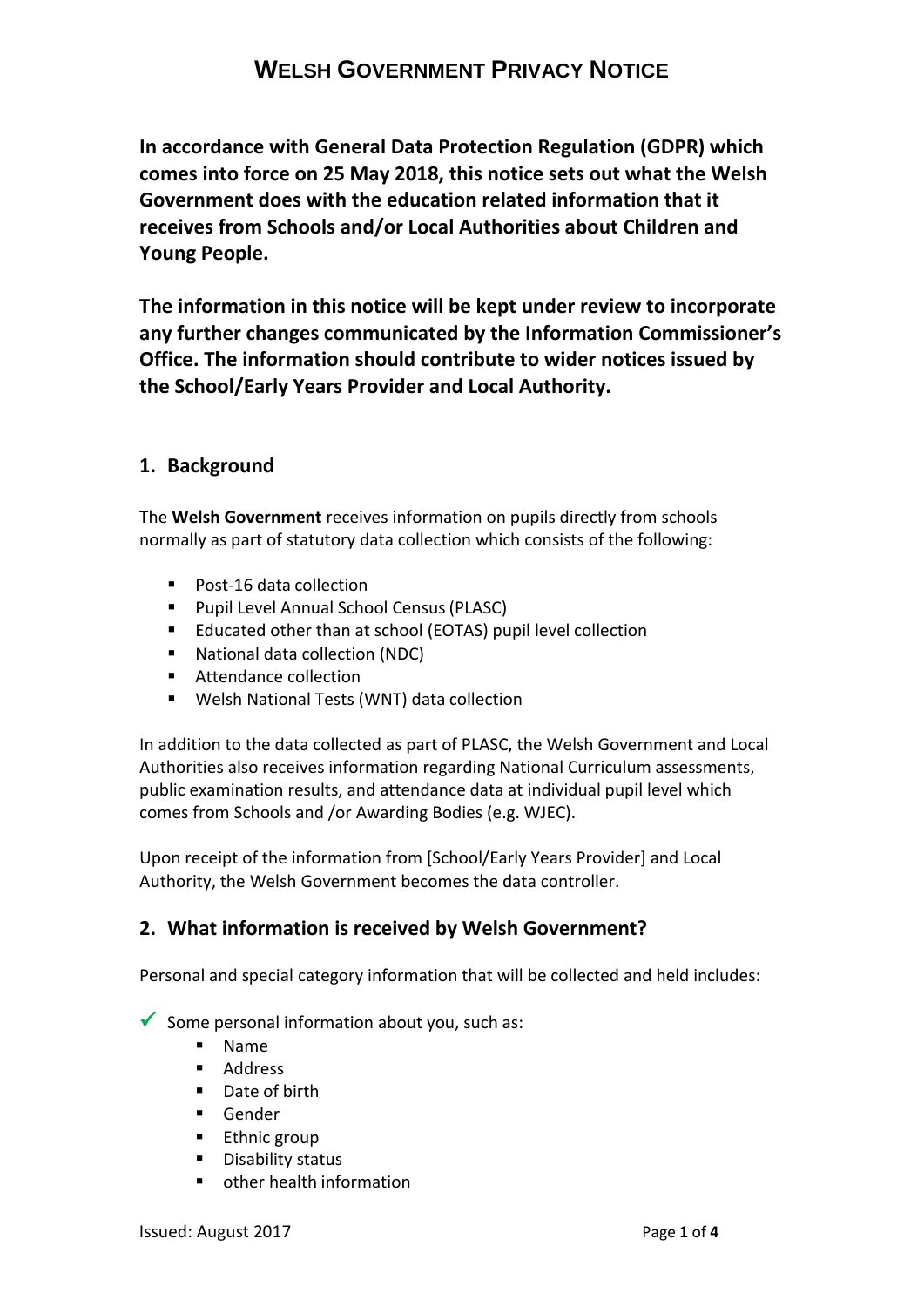# WELSH GOVERNMENT PRIVACY NOTICE

**In accordance with General Data Protection Regulation (GDPR) which comes into force on 25 May 2018, this notice sets out what the Welsh Government does with the education related information that it receives from Schools and/or Local Authorities about Children and Young People.**

**The information in this notice will be kept under review to incorporate any further changes communicated by the Information Commissioner's Office. The information should contribute to wider notices issued by the School/Early Years Provider and Local Authority.**

## 1. Background

The **Welsh Government** receives information on pupils directly from schools normally as part of statutory data collection which consists of the following:

- Post-16 data collection
- Pupil Level Annual School Census (PLASC)
- Educated other than at school (EOTAS) pupil level collection
- National data collection (NDC)
- Attendance collection
- Welsh National Tests (WNT) data collection

In addition to the data collected as part of PLASC, the Welsh Government and Local Authorities also receives information regarding National Curriculum assessments, public examination results, and attendance data at individual pupil level which comes from Schools and /or Awarding Bodies (e.g. WJEC).

Upon receipt of the information from [School/Early Years Provider] and Local Authority, the Welsh Government becomes the data controller.

## 2. What information is received by Welsh Government?

Personal and special category information that will be collected and held includes:

✓ Some personal information about you, such as:
  - Name
  - Address
  - Date of birth
  - Gender
  - Ethnic group
  - Disability status
  - other health information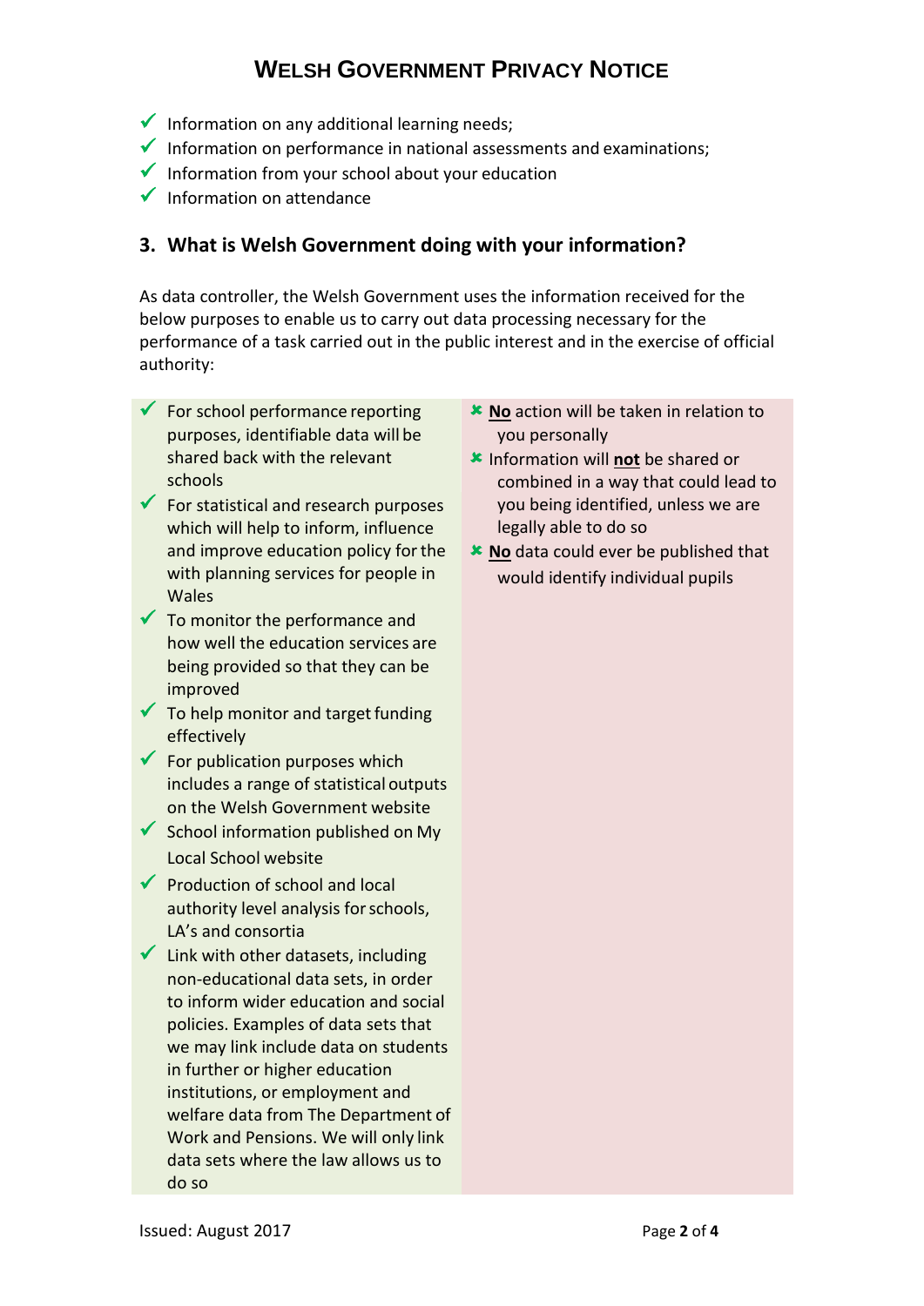- ✓ Information on any additional learning needs;
- ✓ Information on performance in national assessments and examinations;
- ✓ Information from your school about your education
- ✓ Information on attendance

## 3. What is Welsh Government doing with your information?

As data controller, the Welsh Government uses the information received for the below purposes to enable us to carry out data processing necessary for the performance of a task carried out in the public interest and in the exercise of official authority:

- ✓ For school performance reporting purposes, identifiable data will be shared back with the relevant schools
- ✓ For statistical and research purposes which will help to inform, influence and improve education policy for the with planning services for people in Wales
- ✓ To monitor the performance and how well the education services are being provided so that they can be improved
- ✓ To help monitor and target funding effectively
- ✓ For publication purposes which includes a range of statistical outputs on the Welsh Government website
- ✓ School information published on My Local School website
- ✓ Production of school and local authority level analysis for schools, LA's and consortia
- ✓ Link with other datasets, including non-educational data sets, in order to inform wider education and social policies. Examples of data sets that we may link include data on students in further or higher education institutions, or employment and welfare data from The Department of Work and Pensions. We will only link data sets where the law allows us to do so

- ✗ **No** action will be taken in relation to you personally
- ✗ Information will **not** be shared or combined in a way that could lead to you being identified, unless we are legally able to do so
- ✗ **No** data could ever be published that would identify individual pupils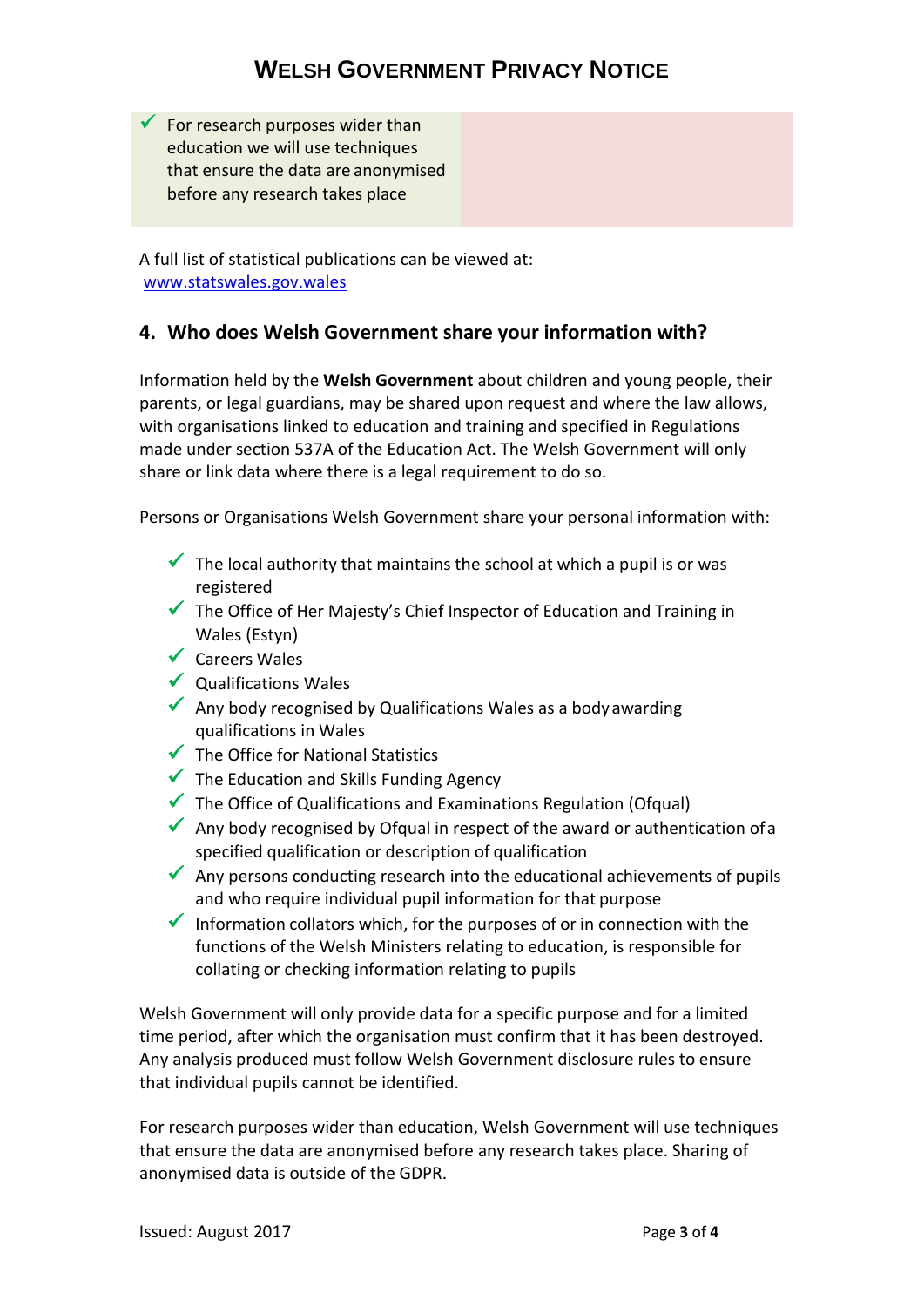| | |
|---|---|
| ✓ For research purposes wider than education we will use techniques that ensure the data are anonymised before any research takes place | |

A full list of statistical publications can be viewed at:
www.statswales.gov.wales

## 4. Who does Welsh Government share your information with?

Information held by the **Welsh Government** about children and young people, their parents, or legal guardians, may be shared upon request and where the law allows, with organisations linked to education and training and specified in Regulations made under section 537A of the Education Act. The Welsh Government will only share or link data where there is a legal requirement to do so.

Persons or Organisations Welsh Government share your personal information with:

- ✓ The local authority that maintains the school at which a pupil is or was registered
- ✓ The Office of Her Majesty's Chief Inspector of Education and Training in Wales (Estyn)
- ✓ Careers Wales
- ✓ Qualifications Wales
- ✓ Any body recognised by Qualifications Wales as a body awarding qualifications in Wales
- ✓ The Office for National Statistics
- ✓ The Education and Skills Funding Agency
- ✓ The Office of Qualifications and Examinations Regulation (Ofqual)
- ✓ Any body recognised by Ofqual in respect of the award or authentication of a specified qualification or description of qualification
- ✓ Any persons conducting research into the educational achievements of pupils and who require individual pupil information for that purpose
- ✓ Information collators which, for the purposes of or in connection with the functions of the Welsh Ministers relating to education, is responsible for collating or checking information relating to pupils

Welsh Government will only provide data for a specific purpose and for a limited time period, after which the organisation must confirm that it has been destroyed. Any analysis produced must follow Welsh Government disclosure rules to ensure that individual pupils cannot be identified.

For research purposes wider than education, Welsh Government will use techniques that ensure the data are anonymised before any research takes place. Sharing of anonymised data is outside of the GDPR.

Issued: August 2017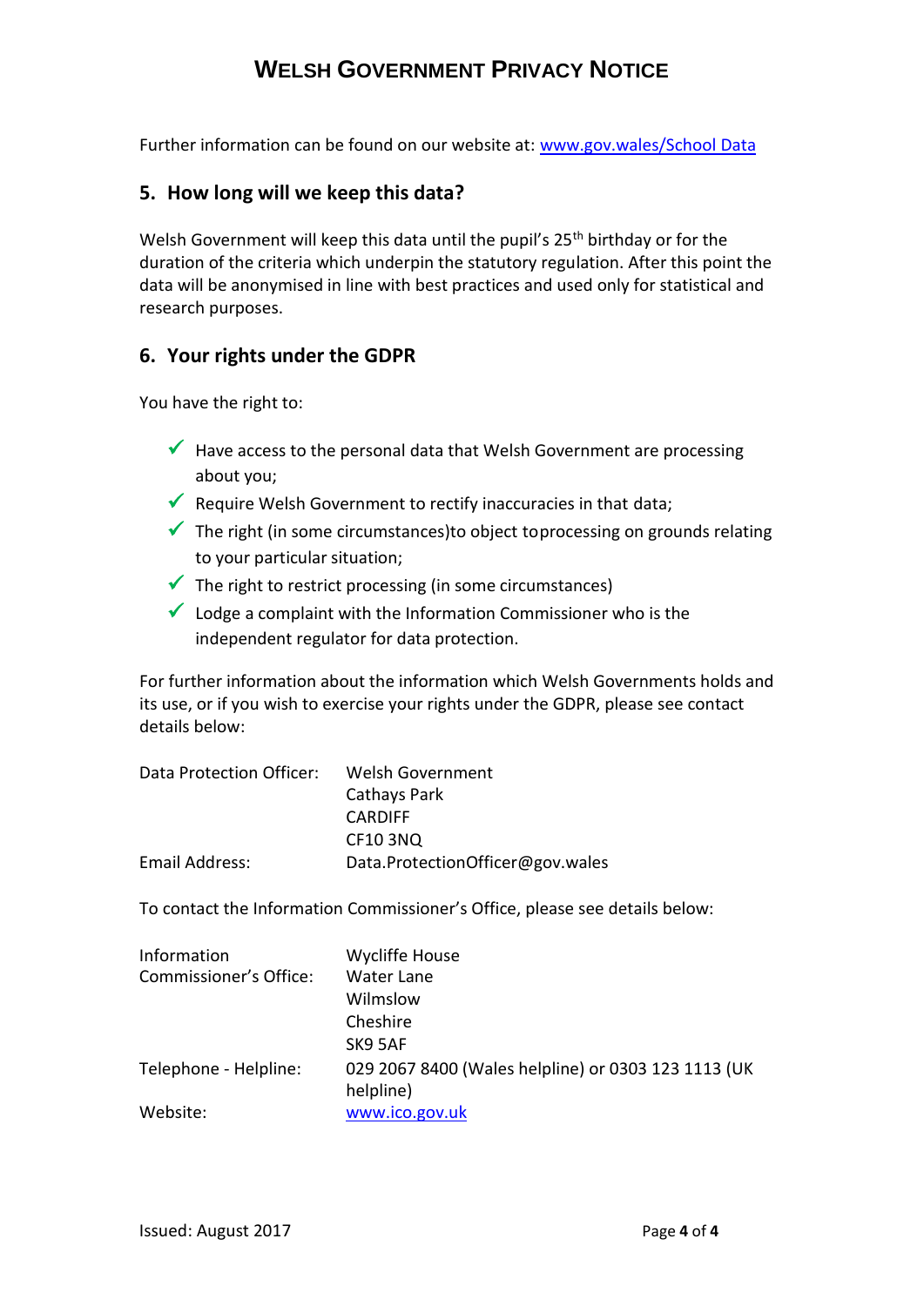Further information can be found on our website at: [www.gov.wales/School Data](www.gov.wales/School Data)

## 5. How long will we keep this data?

Welsh Government will keep this data until the pupil's 25th birthday or for the duration of the criteria which underpin the statutory regulation. After this point the data will be anonymised in line with best practices and used only for statistical and research purposes.

## 6. Your rights under the GDPR

You have the right to:

- ✓ Have access to the personal data that Welsh Government are processing about you;
- ✓ Require Welsh Government to rectify inaccuracies in that data;
- ✓ The right (in some circumstances)to object toprocessing on grounds relating to your particular situation;
- ✓ The right to restrict processing (in some circumstances)
- ✓ Lodge a complaint with the Information Commissioner who is the independent regulator for data protection.

For further information about the information which Welsh Governments holds and its use, or if you wish to exercise your rights under the GDPR, please see contact details below:

| | |
|---|---|
| Data Protection Officer: | Welsh Government<br>Cathays Park<br>CARDIFF<br>CF10 3NQ |
| Email Address: | Data.ProtectionOfficer@gov.wales |

To contact the Information Commissioner's Office, please see details below:

| | |
|---|---|
| Information Commissioner's Office: | Wycliffe House<br>Water Lane<br>Wilmslow<br>Cheshire<br>SK9 5AF |
| Telephone - Helpline: | 029 2067 8400 (Wales helpline) or 0303 123 1113 (UK helpline) |
| Website: | [www.ico.gov.uk](www.ico.gov.uk) |

Issued: August 2017